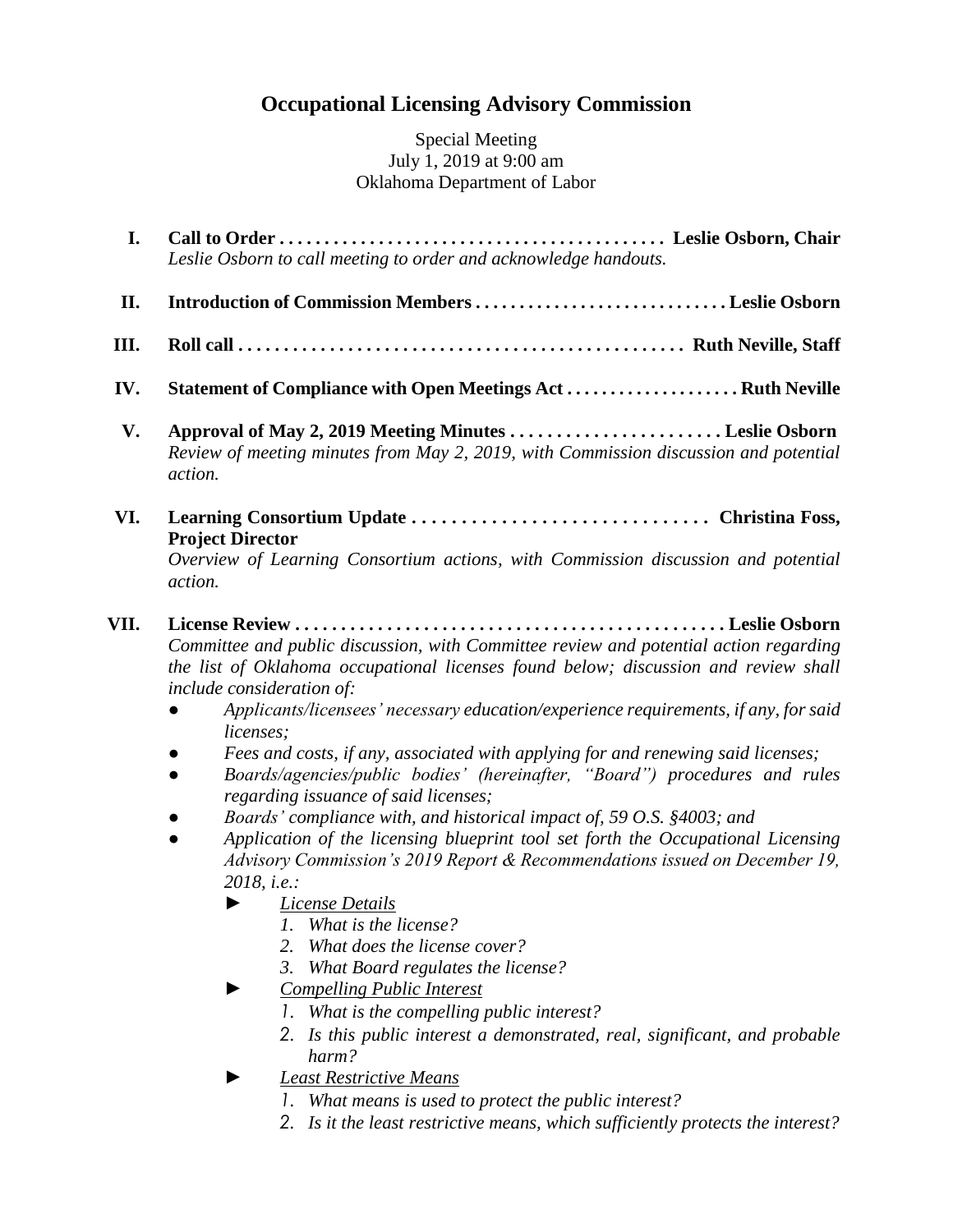# Occupational Licensing Advisory Commission

Special Meeting
July 1, 2019 at 9:00 am
Oklahoma Department of Labor

**I. Call to Order . . . . . . . . . . . . . . . . . . . . . . . . . . . . . . . . . . . . . . . . . . . Leslie Osborn, Chair**
*Leslie Osborn to call meeting to order and acknowledge handouts.*

**II. Introduction of Commission Members . . . . . . . . . . . . . . . . . . . . . . . . . . . . Leslie Osborn**

**III. Roll call . . . . . . . . . . . . . . . . . . . . . . . . . . . . . . . . . . . . . . . . . . . . . . . . . Ruth Neville, Staff**

**IV. Statement of Compliance with Open Meetings Act . . . . . . . . . . . . . . . . . . . . Ruth Neville**

**V. Approval of May 2, 2019 Meeting Minutes . . . . . . . . . . . . . . . . . . . . . . . Leslie Osborn**
*Review of meeting minutes from May 2, 2019, with Commission discussion and potential action.*

**VI. Learning Consortium Update . . . . . . . . . . . . . . . . . . . . . . . . . . . . . . . Christina Foss, Project Director**
*Overview of Learning Consortium actions, with Commission discussion and potential action.*

**VII. License Review . . . . . . . . . . . . . . . . . . . . . . . . . . . . . . . . . . . . . . . . . . . . . . . Leslie Osborn**
*Committee and public discussion, with Committee review and potential action regarding the list of Oklahoma occupational licenses found below; discussion and review shall include consideration of:*

- *Applicants/licensees' necessary education/experience requirements, if any, for said licenses;*
- *Fees and costs, if any, associated with applying for and renewing said licenses;*
- *Boards/agencies/public bodies' (hereinafter, "Board") procedures and rules regarding issuance of said licenses;*
- *Boards' compliance with, and historical impact of, 59 O.S. §4003; and*
- *Application of the licensing blueprint tool set forth the Occupational Licensing Advisory Commission's 2019 Report & Recommendations issued on December 19, 2018, i.e.:*
  - *License Details*
    1. *What is the license?*
    2. *What does the license cover?*
    3. *What Board regulates the license?*
  - *Compelling Public Interest*
    1. *What is the compelling public interest?*
    2. *Is this public interest a demonstrated, real, significant, and probable harm?*
  - *Least Restrictive Means*
    1. *What means is used to protect the public interest?*
    2. *Is it the least restrictive means, which sufficiently protects the interest?*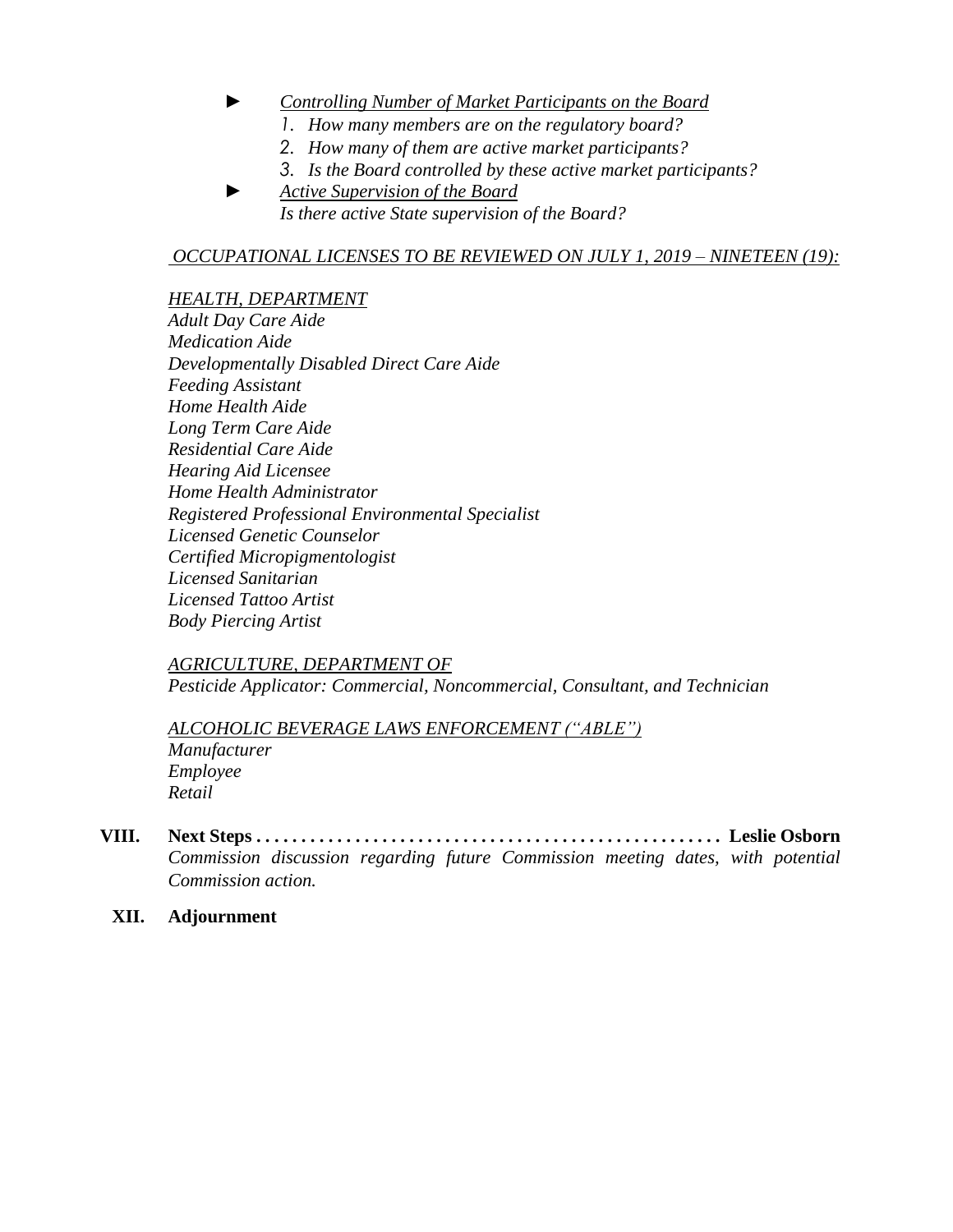- ► *Controlling Number of Market Participants on the Board*
  1. *How many members are on the regulatory board?*
  2. *How many of them are active market participants?*
  3. *Is the Board controlled by these active market participants?*
- ► *Active Supervision of the Board*

  *Is there active State supervision of the Board?*

*OCCUPATIONAL LICENSES TO BE REVIEWED ON JULY 1, 2019 – NINETEEN (19):*

*HEALTH, DEPARTMENT*
*Adult Day Care Aide*
*Medication Aide*
*Developmentally Disabled Direct Care Aide*
*Feeding Assistant*
*Home Health Aide*
*Long Term Care Aide*
*Residential Care Aide*
*Hearing Aid Licensee*
*Home Health Administrator*
*Registered Professional Environmental Specialist*
*Licensed Genetic Counselor*
*Certified Micropigmentologist*
*Licensed Sanitarian*
*Licensed Tattoo Artist*
*Body Piercing Artist*

*AGRICULTURE, DEPARTMENT OF*
*Pesticide Applicator: Commercial, Noncommercial, Consultant, and Technician*

*ALCOHOLIC BEVERAGE LAWS ENFORCEMENT ("ABLE")*
*Manufacturer*
*Employee*
*Retail*

**VIII. Next Steps . . . . . . . . . . . . . . . . . . . . . . . . . . . . . . . . . . . . . . . . . . . . . . . . . . Leslie Osborn**

*Commission discussion regarding future Commission meeting dates, with potential Commission action.*

**XII. Adjournment**